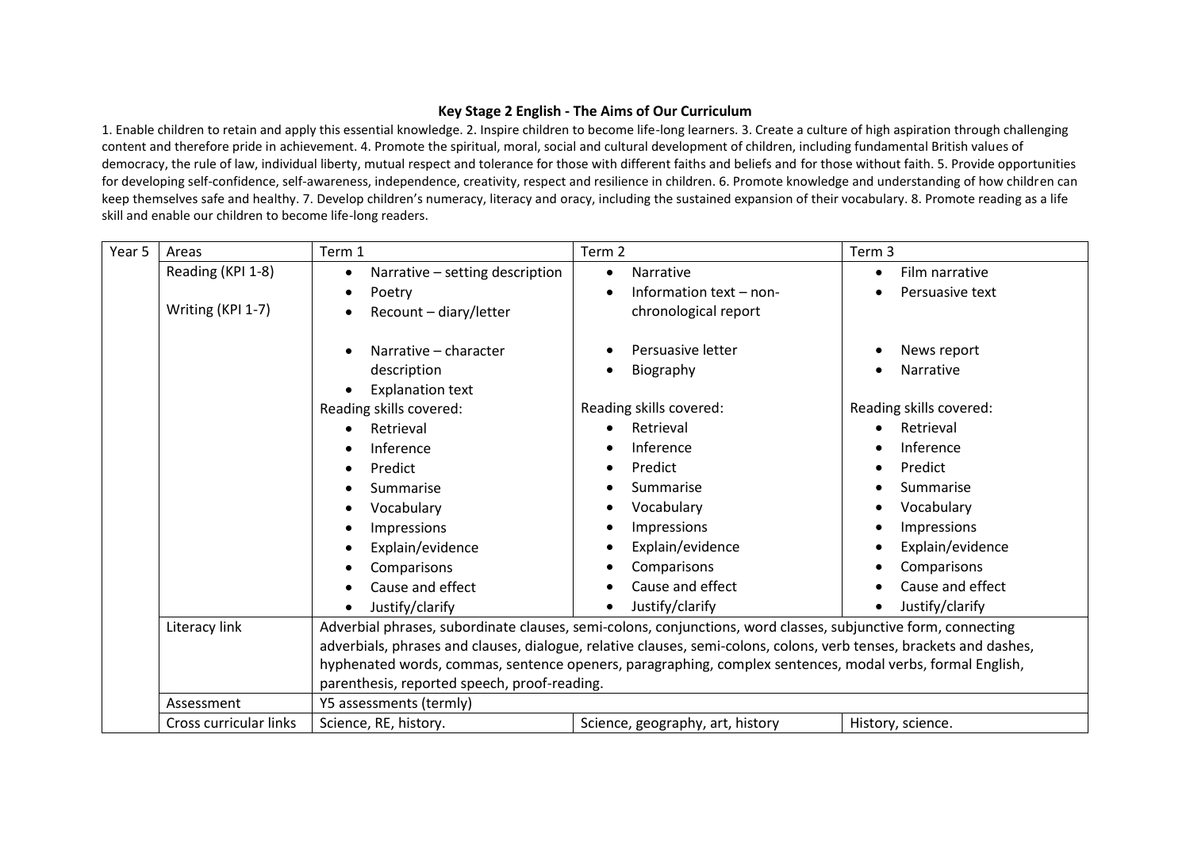**Key Stage 2 English - The Aims of Our Curriculum**

1. Enable children to retain and apply this essential knowledge. 2. Inspire children to become life-long learners. 3. Create a culture of high aspiration through challenging content and therefore pride in achievement. 4. Promote the spiritual, moral, social and cultural development of children, including fundamental British values of democracy, the rule of law, individual liberty, mutual respect and tolerance for those with different faiths and beliefs and for those without faith. 5. Provide opportunities for developing self-confidence, self-awareness, independence, creativity, respect and resilience in children. 6. Promote knowledge and understanding of how children can keep themselves safe and healthy. 7. Develop children's numeracy, literacy and oracy, including the sustained expansion of their vocabulary. 8. Promote reading as a life skill and enable our children to become life-long readers.

| Year 5 | Areas | Term 1 | Term 2 | Term 3 |
|---|---|---|---|---|
| | Reading (KPI 1-8)<br><br>Writing (KPI 1-7) | • Narrative – setting description<br>• Poetry<br>• Recount – diary/letter<br><br>• Narrative – character description<br>• Explanation text<br>Reading skills covered:<br>• Retrieval<br>• Inference<br>• Predict<br>• Summarise<br>• Vocabulary<br>• Impressions<br>• Explain/evidence<br>• Comparisons<br>• Cause and effect<br>• Justify/clarify | • Narrative<br>• Information text – non-chronological report<br><br>• Persuasive letter<br>• Biography<br><br>Reading skills covered:<br>• Retrieval<br>• Inference<br>• Predict<br>• Summarise<br>• Vocabulary<br>• Impressions<br>• Explain/evidence<br>• Comparisons<br>• Cause and effect<br>• Justify/clarify | • Film narrative<br>• Persuasive text<br><br>• News report<br>• Narrative<br><br>Reading skills covered:<br>• Retrieval<br>• Inference<br>• Predict<br>• Summarise<br>• Vocabulary<br>• Impressions<br>• Explain/evidence<br>• Comparisons<br>• Cause and effect<br>• Justify/clarify |
| | Literacy link | Adverbial phrases, subordinate clauses, semi-colons, conjunctions, word classes, subjunctive form, connecting adverbials, phrases and clauses, dialogue, relative clauses, semi-colons, colons, verb tenses, brackets and dashes, hyphenated words, commas, sentence openers, paragraphing, complex sentences, modal verbs, formal English, parenthesis, reported speech, proof-reading. | | |
| | Assessment | Y5 assessments (termly) | | |
| | Cross curricular links | Science, RE, history. | Science, geography, art, history | History, science. |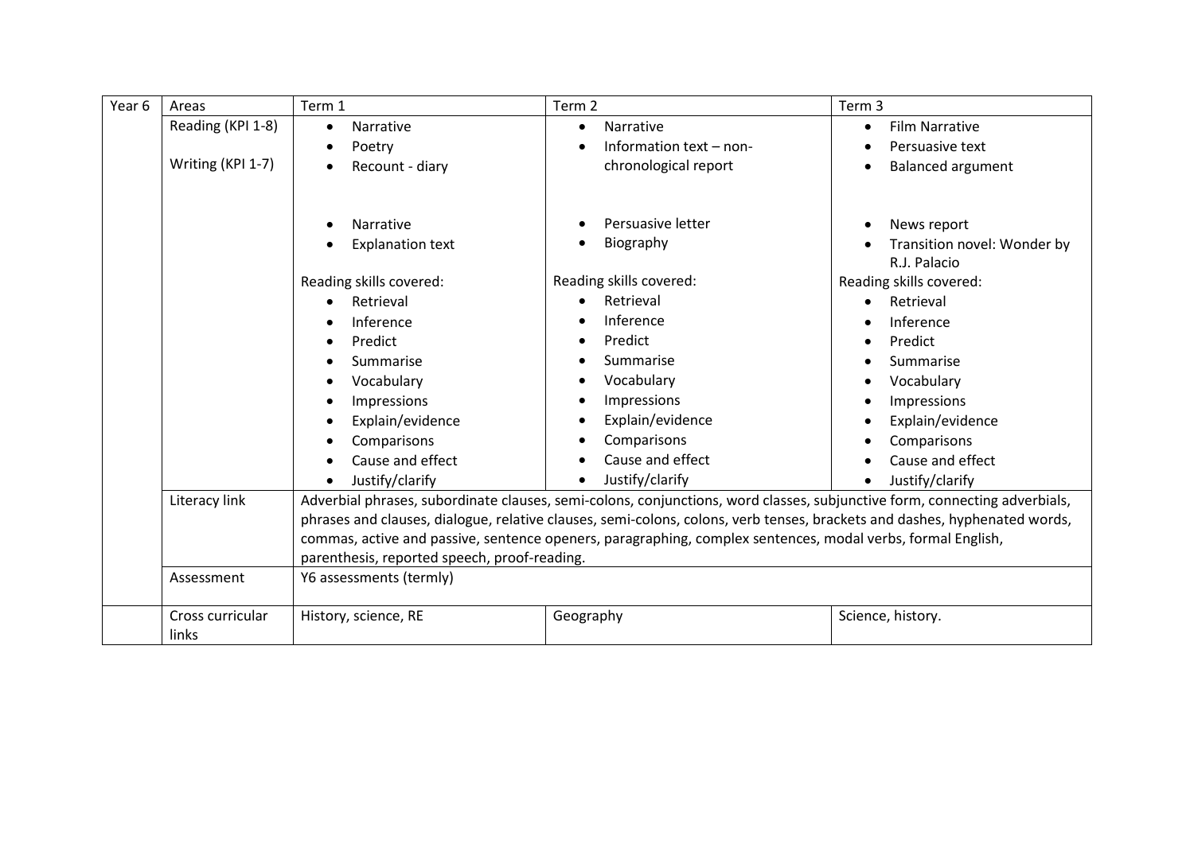| Year 6 | Areas | Term 1 | Term 2 | Term 3 |
|---|---|---|---|---|
| | Reading (KPI 1-8)<br><br>Writing (KPI 1-7) | • Narrative<br>• Poetry<br>• Recount - diary<br><br>• Narrative<br>• Explanation text<br><br>Reading skills covered:<br>• Retrieval<br>• Inference<br>• Predict<br>• Summarise<br>• Vocabulary<br>• Impressions<br>• Explain/evidence<br>• Comparisons<br>• Cause and effect<br>• Justify/clarify | • Narrative<br>• Information text – non-chronological report<br><br>• Persuasive letter<br>• Biography<br><br>Reading skills covered:<br>• Retrieval<br>• Inference<br>• Predict<br>• Summarise<br>• Vocabulary<br>• Impressions<br>• Explain/evidence<br>• Comparisons<br>• Cause and effect<br>• Justify/clarify | • Film Narrative<br>• Persuasive text<br>• Balanced argument<br><br>• News report<br>• Transition novel: Wonder by R.J. Palacio<br><br>Reading skills covered:<br>• Retrieval<br>• Inference<br>• Predict<br>• Summarise<br>• Vocabulary<br>• Impressions<br>• Explain/evidence<br>• Comparisons<br>• Cause and effect<br>• Justify/clarify |
| | Literacy link | Adverbial phrases, subordinate clauses, semi-colons, conjunctions, word classes, subjunctive form, connecting adverbials, phrases and clauses, dialogue, relative clauses, semi-colons, colons, verb tenses, brackets and dashes, hyphenated words, commas, active and passive, sentence openers, paragraphing, complex sentences, modal verbs, formal English, parenthesis, reported speech, proof-reading. | | |
| | Assessment | Y6 assessments (termly) | | |
| | Cross curricular links | History, science, RE | Geography | Science, history. |